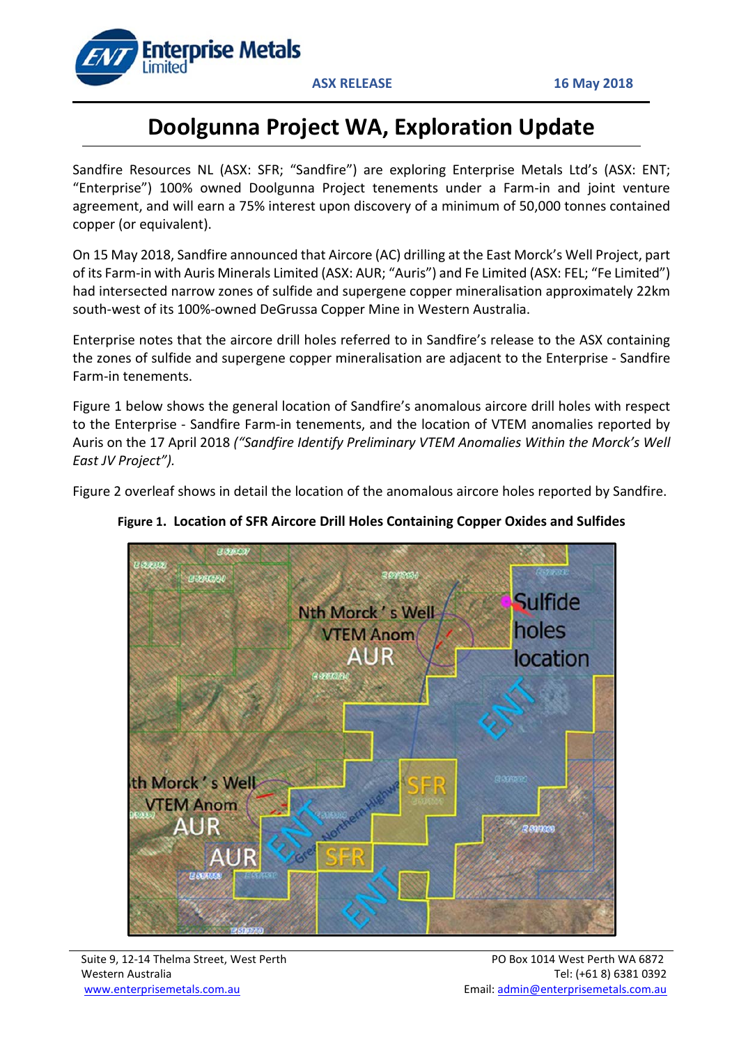ASX RELEASE

16 May 2018

# Doolgunna Project WA, Exploration Update

Sandfire Resources NL (ASX: SFR; "Sandfire") are exploring Enterprise Metals Ltd's (ASX: ENT; "Enterprise") 100% owned Doolgunna Project tenements under a Farm-in and joint venture agreement, and will earn a 75% interest upon discovery of a minimum of 50,000 tonnes contained copper (or equivalent).

On 15 May 2018, Sandfire announced that Aircore (AC) drilling at the East Morck's Well Project, part of its Farm-in with Auris Minerals Limited (ASX: AUR; "Auris") and Fe Limited (ASX: FEL; "Fe Limited") had intersected narrow zones of sulfide and supergene copper mineralisation approximately 22km south-west of its 100%-owned DeGrussa Copper Mine in Western Australia.

Enterprise notes that the aircore drill holes referred to in Sandfire's release to the ASX containing the zones of sulfide and supergene copper mineralisation are adjacent to the Enterprise - Sandfire Farm-in tenements.

Figure 1 below shows the general location of Sandfire's anomalous aircore drill holes with respect to the Enterprise - Sandfire Farm-in tenements, and the location of VTEM anomalies reported by Auris on the 17 April 2018 *("Sandfire Identify Preliminary VTEM Anomalies Within the Morck's Well East JV Project").*

Figure 2 overleaf shows in detail the location of the anomalous aircore holes reported by Sandfire.

**Figure 1. Location of SFR Aircore Drill Holes Containing Copper Oxides and Sulfides**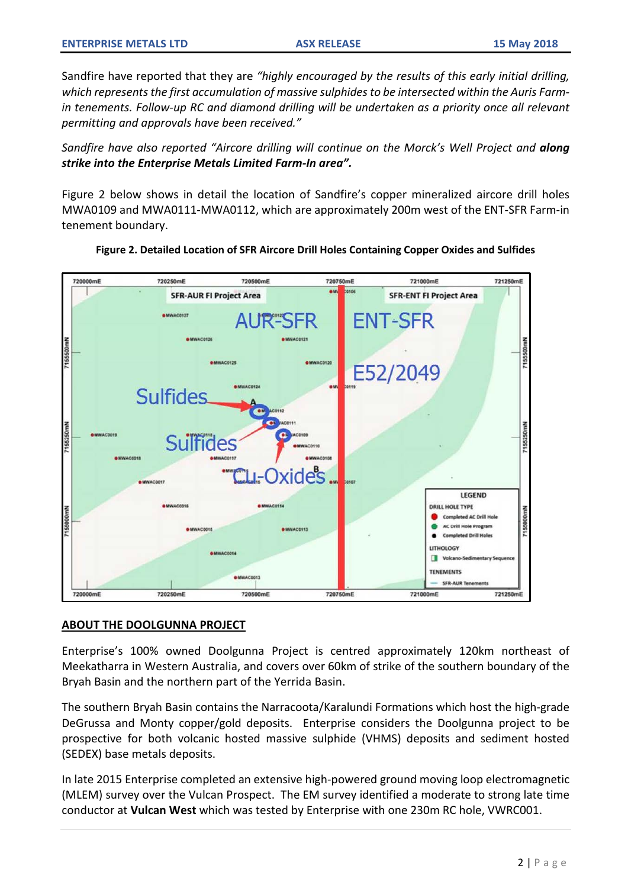Sandfire have reported that they are *"highly encouraged by the results of this early initial drilling, which represents the first accumulation of massive sulphides to be intersected within the Auris Farm-in tenements. Follow-up RC and diamond drilling will be undertaken as a priority once all relevant permitting and approvals have been received."*

*Sandfire have also reported "Aircore drilling will continue on the Morck's Well Project and **along strike into the Enterprise Metals Limited Farm-In area".***

Figure 2 below shows in detail the location of Sandfire's copper mineralized aircore drill holes MWA0109 and MWA0111-MWA0112, which are approximately 200m west of the ENT-SFR Farm-in tenement boundary.

**Figure 2. Detailed Location of SFR Aircore Drill Holes Containing Copper Oxides and Sulfides**

## ABOUT THE DOOLGUNNA PROJECT

Enterprise's 100% owned Doolgunna Project is centred approximately 120km northeast of Meekatharra in Western Australia, and covers over 60km of strike of the southern boundary of the Bryah Basin and the northern part of the Yerrida Basin.

The southern Bryah Basin contains the Narracoota/Karalundi Formations which host the high-grade DeGrussa and Monty copper/gold deposits. Enterprise considers the Doolgunna project to be prospective for both volcanic hosted massive sulphide (VHMS) deposits and sediment hosted (SEDEX) base metals deposits.

In late 2015 Enterprise completed an extensive high-powered ground moving loop electromagnetic (MLEM) survey over the Vulcan Prospect. The EM survey identified a moderate to strong late time conductor at **Vulcan West** which was tested by Enterprise with one 230m RC hole, VWRC001.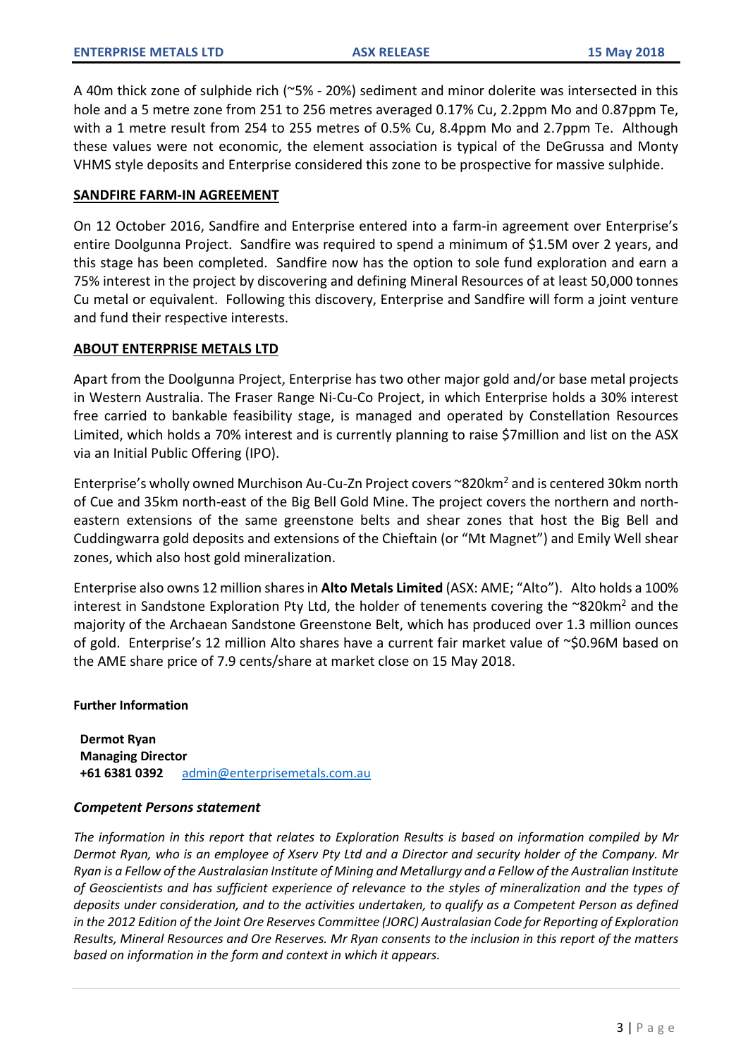A 40m thick zone of sulphide rich (~5% - 20%) sediment and minor dolerite was intersected in this hole and a 5 metre zone from 251 to 256 metres averaged 0.17% Cu, 2.2ppm Mo and 0.87ppm Te, with a 1 metre result from 254 to 255 metres of 0.5% Cu, 8.4ppm Mo and 2.7ppm Te. Although these values were not economic, the element association is typical of the DeGrussa and Monty VHMS style deposits and Enterprise considered this zone to be prospective for massive sulphide.

## SANDFIRE FARM-IN AGREEMENT

On 12 October 2016, Sandfire and Enterprise entered into a farm-in agreement over Enterprise's entire Doolgunna Project. Sandfire was required to spend a minimum of $1.5M over 2 years, and this stage has been completed. Sandfire now has the option to sole fund exploration and earn a 75% interest in the project by discovering and defining Mineral Resources of at least 50,000 tonnes Cu metal or equivalent. Following this discovery, Enterprise and Sandfire will form a joint venture and fund their respective interests.

## ABOUT ENTERPRISE METALS LTD

Apart from the Doolgunna Project, Enterprise has two other major gold and/or base metal projects in Western Australia. The Fraser Range Ni-Cu-Co Project, in which Enterprise holds a 30% interest free carried to bankable feasibility stage, is managed and operated by Constellation Resources Limited, which holds a 70% interest and is currently planning to raise $7million and list on the ASX via an Initial Public Offering (IPO).

Enterprise's wholly owned Murchison Au-Cu-Zn Project covers ~820km$^2$ and is centered 30km north of Cue and 35km north-east of the Big Bell Gold Mine. The project covers the northern and north-eastern extensions of the same greenstone belts and shear zones that host the Big Bell and Cuddingwarra gold deposits and extensions of the Chieftain (or "Mt Magnet") and Emily Well shear zones, which also host gold mineralization.

Enterprise also owns 12 million shares in **Alto Metals Limited** (ASX: AME; "Alto"). Alto holds a 100% interest in Sandstone Exploration Pty Ltd, the holder of tenements covering the ~820km$^2$ and the majority of the Archaean Sandstone Greenstone Belt, which has produced over 1.3 million ounces of gold. Enterprise's 12 million Alto shares have a current fair market value of ~$0.96M based on the AME share price of 7.9 cents/share at market close on 15 May 2018.

**Further Information**

**Dermot Ryan**
**Managing Director**
**+61 6381 0392** admin@enterprisemetals.com.au

### *Competent Persons statement*

*The information in this report that relates to Exploration Results is based on information compiled by Mr Dermot Ryan, who is an employee of Xserv Pty Ltd and a Director and security holder of the Company. Mr Ryan is a Fellow of the Australasian Institute of Mining and Metallurgy and a Fellow of the Australian Institute of Geoscientists and has sufficient experience of relevance to the styles of mineralization and the types of deposits under consideration, and to the activities undertaken, to qualify as a Competent Person as defined in the 2012 Edition of the Joint Ore Reserves Committee (JORC) Australasian Code for Reporting of Exploration Results, Mineral Resources and Ore Reserves. Mr Ryan consents to the inclusion in this report of the matters based on information in the form and context in which it appears.*